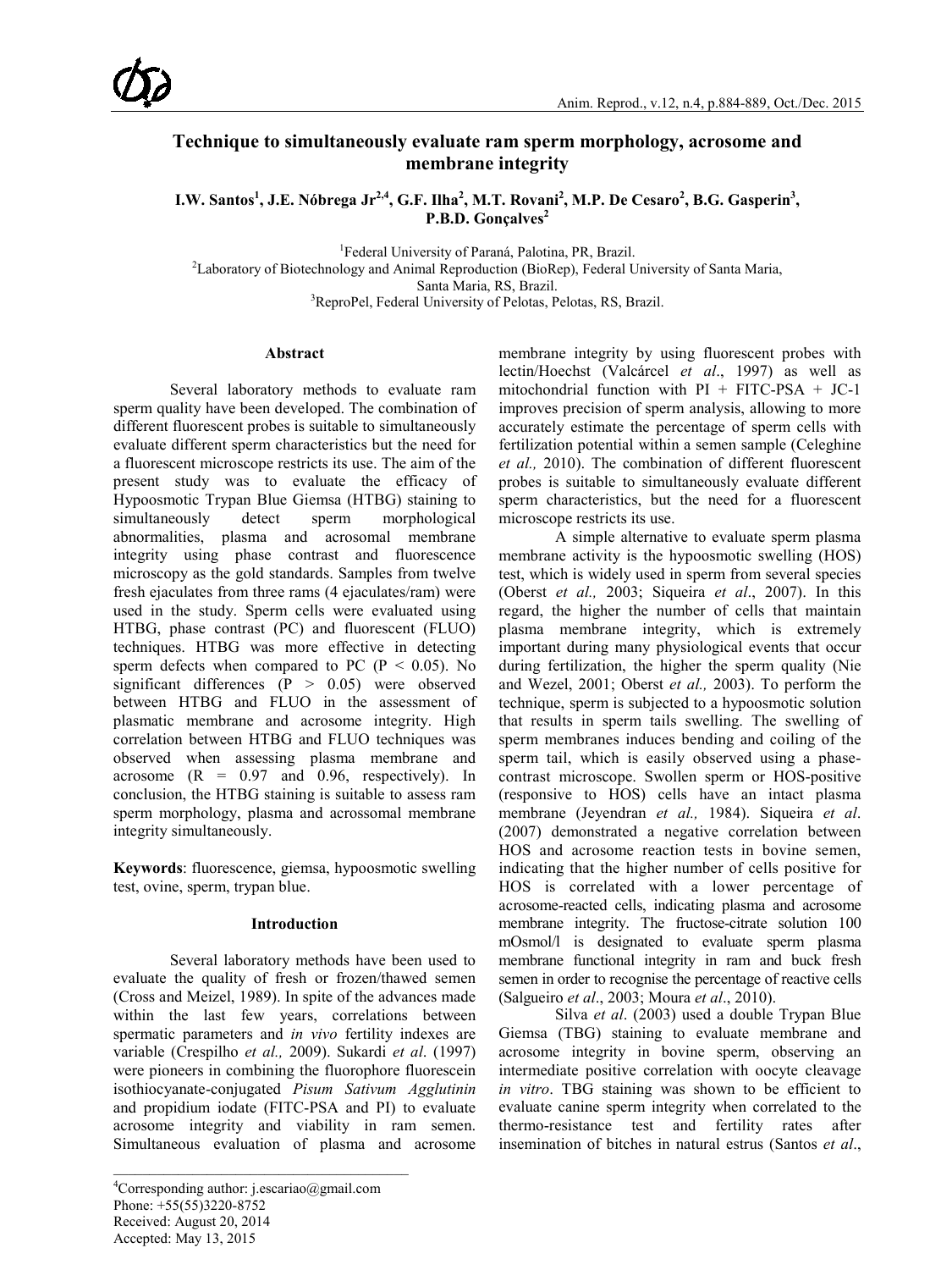# Technique to simultaneously evaluate ram sperm morphology, acrosome and membrane integrity

**I.W. Santos[1], J.E. Nóbrega Jr[2,4], G.F. Ilha[2], M.T. Rovani[2], M.P. De Cesaro[2], B.G. Gasperin[3], P.B.D. Gonçalves[2]**

[1]Federal University of Paraná, Palotina, PR, Brazil.
[2]Laboratory of Biotechnology and Animal Reproduction (BioRep), Federal University of Santa Maria, Santa Maria, RS, Brazil.
[3]ReproPel, Federal University of Pelotas, Pelotas, RS, Brazil.

## Abstract

Several laboratory methods to evaluate ram sperm quality have been developed. The combination of different fluorescent probes is suitable to simultaneously evaluate different sperm characteristics but the need for a fluorescent microscope restricts its use. The aim of the present study was to evaluate the efficacy of Hypoosmotic Trypan Blue Giemsa (HTBG) staining to simultaneously detect sperm morphological abnormalities, plasma and acrosomal membrane integrity using phase contrast and fluorescence microscopy as the gold standards. Samples from twelve fresh ejaculates from three rams (4 ejaculates/ram) were used in the study. Sperm cells were evaluated using HTBG, phase contrast (PC) and fluorescent (FLUO) techniques. HTBG was more effective in detecting sperm defects when compared to PC ($P < 0.05$). No significant differences ($P > 0.05$) were observed between HTBG and FLUO in the assessment of plasmatic membrane and acrosome integrity. High correlation between HTBG and FLUO techniques was observed when assessing plasma membrane and acrosome ($R = 0.97$ and $0.96$, respectively). In conclusion, the HTBG staining is suitable to assess ram sperm morphology, plasma and acrossomal membrane integrity simultaneously.

**Keywords**: fluorescence, giemsa, hypoosmotic swelling test, ovine, sperm, trypan blue.

## Introduction

Several laboratory methods have been used to evaluate the quality of fresh or frozen/thawed semen (Cross and Meizel, 1989). In spite of the advances made within the last few years, correlations between spermatic parameters and *in vivo* fertility indexes are variable (Crespilho *et al.,* 2009). Sukardi *et al*. (1997) were pioneers in combining the fluorophore fluorescein isothiocyanate-conjugated *Pisum Sativum Agglutinin* and propidium iodate (FITC-PSA and PI) to evaluate acrosome integrity and viability in ram semen. Simultaneous evaluation of plasma and acrosome membrane integrity by using fluorescent probes with lectin/Hoechst (Valcárcel *et al*., 1997) as well as mitochondrial function with PI + FITC-PSA + JC-1 improves precision of sperm analysis, allowing to more accurately estimate the percentage of sperm cells with fertilization potential within a semen sample (Celeghine *et al.,* 2010). The combination of different fluorescent probes is suitable to simultaneously evaluate different sperm characteristics, but the need for a fluorescent microscope restricts its use.

A simple alternative to evaluate sperm plasma membrane activity is the hypoosmotic swelling (HOS) test, which is widely used in sperm from several species (Oberst *et al.,* 2003; Siqueira *et al*., 2007). In this regard, the higher the number of cells that maintain plasma membrane integrity, which is extremely important during many physiological events that occur during fertilization, the higher the sperm quality (Nie and Wezel, 2001; Oberst *et al.,* 2003). To perform the technique, sperm is subjected to a hypoosmotic solution that results in sperm tails swelling. The swelling of sperm membranes induces bending and coiling of the sperm tail, which is easily observed using a phase-contrast microscope. Swollen sperm or HOS-positive (responsive to HOS) cells have an intact plasma membrane (Jeyendran *et al.,* 1984). Siqueira *et al*. (2007) demonstrated a negative correlation between HOS and acrosome reaction tests in bovine semen, indicating that the higher number of cells positive for HOS is correlated with a lower percentage of acrosome-reacted cells, indicating plasma and acrosome membrane integrity. The fructose-citrate solution 100 mOsmol/l is designated to evaluate sperm plasma membrane functional integrity in ram and buck fresh semen in order to recognise the percentage of reactive cells (Salgueiro *et al*., 2003; Moura *et al*., 2010).

Silva *et al*. (2003) used a double Trypan Blue Giemsa (TBG) staining to evaluate membrane and acrosome integrity in bovine sperm, observing an intermediate positive correlation with oocyte cleavage *in vitro*. TBG staining was shown to be efficient to evaluate canine sperm integrity when correlated to the thermo-resistance test and fertility rates after insemination of bitches in natural estrus (Santos *et al*.,

[4]Corresponding author: j.escariao@gmail.com
Phone: +55(55)3220-8752
Received: August 20, 2014
Accepted: May 13, 2015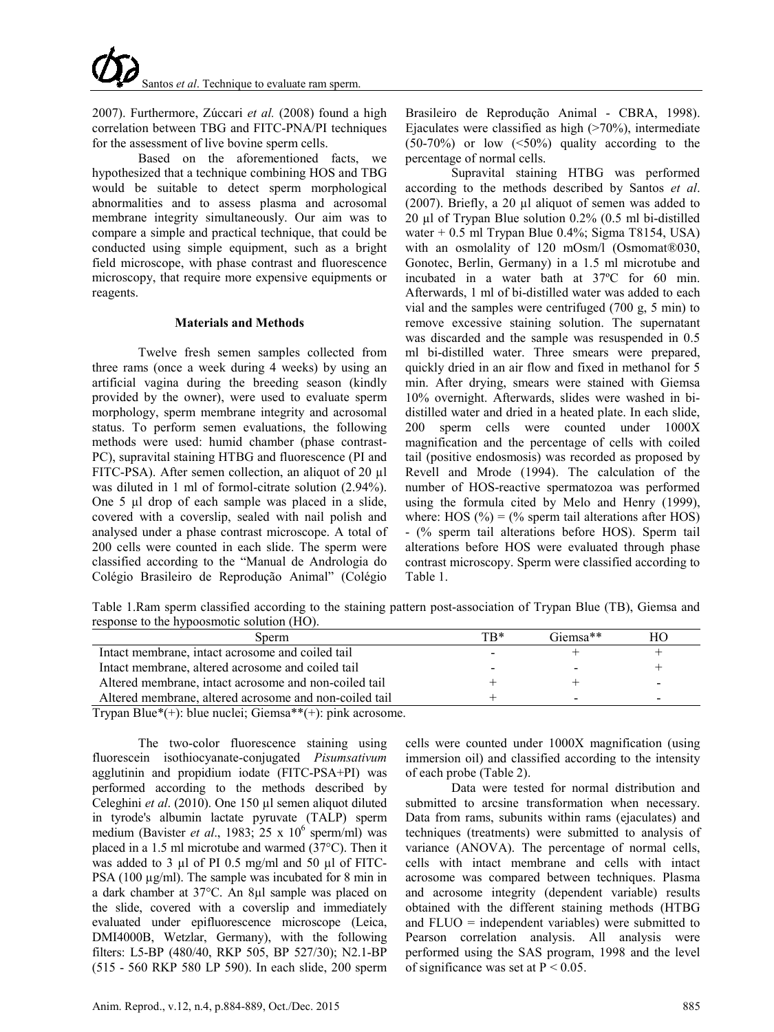2007). Furthermore, Zúccari *et al.* (2008) found a high correlation between TBG and FITC-PNA/PI techniques for the assessment of live bovine sperm cells.

Based on the aforementioned facts, we hypothesized that a technique combining HOS and TBG would be suitable to detect sperm morphological abnormalities and to assess plasma and acrosomal membrane integrity simultaneously. Our aim was to compare a simple and practical technique, that could be conducted using simple equipment, such as a bright field microscope, with phase contrast and fluorescence microscopy, that require more expensive equipments or reagents.

## Materials and Methods

Twelve fresh semen samples collected from three rams (once a week during 4 weeks) by using an artificial vagina during the breeding season (kindly provided by the owner), were used to evaluate sperm morphology, sperm membrane integrity and acrosomal status. To perform semen evaluations, the following methods were used: humid chamber (phase contrast-PC), supravital staining HTBG and fluorescence (PI and FITC-PSA). After semen collection, an aliquot of 20 µl was diluted in 1 ml of formol-citrate solution (2.94%). One 5 µl drop of each sample was placed in a slide, covered with a coverslip, sealed with nail polish and analysed under a phase contrast microscope. A total of 200 cells were counted in each slide. The sperm were classified according to the "Manual de Andrologia do Colégio Brasileiro de Reprodução Animal" (Colégio Brasileiro de Reprodução Animal - CBRA, 1998). Ejaculates were classified as high (>70%), intermediate (50-70%) or low (<50%) quality according to the percentage of normal cells.

Supravital staining HTBG was performed according to the methods described by Santos *et al*. (2007). Briefly, a 20 µl aliquot of semen was added to 20 µl of Trypan Blue solution 0.2% (0.5 ml bi-distilled water + 0.5 ml Trypan Blue 0.4%; Sigma T8154, USA) with an osmolality of 120 mOsm/l (Osmomat®030, Gonotec, Berlin, Germany) in a 1.5 ml microtube and incubated in a water bath at 37ºC for 60 min. Afterwards, 1 ml of bi-distilled water was added to each vial and the samples were centrifuged (700 g, 5 min) to remove excessive staining solution. The supernatant was discarded and the sample was resuspended in 0.5 ml bi-distilled water. Three smears were prepared, quickly dried in an air flow and fixed in methanol for 5 min. After drying, smears were stained with Giemsa 10% overnight. Afterwards, slides were washed in bi-distilled water and dried in a heated plate. In each slide, 200 sperm cells were counted under 1000X magnification and the percentage of cells with coiled tail (positive endosmosis) was recorded as proposed by Revell and Mrode (1994). The calculation of the number of HOS-reactive spermatozoa was performed using the formula cited by Melo and Henry (1999), where: HOS (%) = (% sperm tail alterations after HOS) - (% sperm tail alterations before HOS). Sperm tail alterations before HOS were evaluated through phase contrast microscopy. Sperm were classified according to Table 1.

Table 1.Ram sperm classified according to the staining pattern post-association of Trypan Blue (TB), Giemsa and response to the hypoosmotic solution (HO).

| Sperm | TB* | Giemsa** | HO |
|---|---|---|---|
| Intact membrane, intact acrosome and coiled tail | - | + | + |
| Intact membrane, altered acrosome and coiled tail | - | - | + |
| Altered membrane, intact acrosome and non-coiled tail | + | + | - |
| Altered membrane, altered acrosome and non-coiled tail | + | - | - |

Trypan Blue*(+): blue nuclei; Giemsa**(+): pink acrosome.

The two-color fluorescence staining using fluorescein isothiocyanate-conjugated *Pisumsativum* agglutinin and propidium iodate (FITC-PSA+PI) was performed according to the methods described by Celeghini *et al*. (2010). One 150 µl semen aliquot diluted in tyrode's albumin lactate pyruvate (TALP) sperm medium (Bavister *et al*., 1983; 25 x $10^6$ sperm/ml) was placed in a 1.5 ml microtube and warmed (37°C). Then it was added to 3 µl of PI 0.5 mg/ml and 50 µl of FITC-PSA (100 µg/ml). The sample was incubated for 8 min in a dark chamber at 37°C. An 8µl sample was placed on the slide, covered with a coverslip and immediately evaluated under epifluorescence microscope (Leica, DMI4000B, Wetzlar, Germany), with the following filters: L5-BP (480/40, RKP 505, BP 527/30); N2.1-BP (515 - 560 RKP 580 LP 590). In each slide, 200 sperm cells were counted under 1000X magnification (using immersion oil) and classified according to the intensity of each probe (Table 2).

Data were tested for normal distribution and submitted to arcsine transformation when necessary. Data from rams, subunits within rams (ejaculates) and techniques (treatments) were submitted to analysis of variance (ANOVA). The percentage of normal cells, cells with intact membrane and cells with intact acrosome was compared between techniques. Plasma and acrosome integrity (dependent variable) results obtained with the different staining methods (HTBG and FLUO = independent variables) were submitted to Pearson correlation analysis. All analysis were performed using the SAS program, 1998 and the level of significance was set at $P < 0.05$.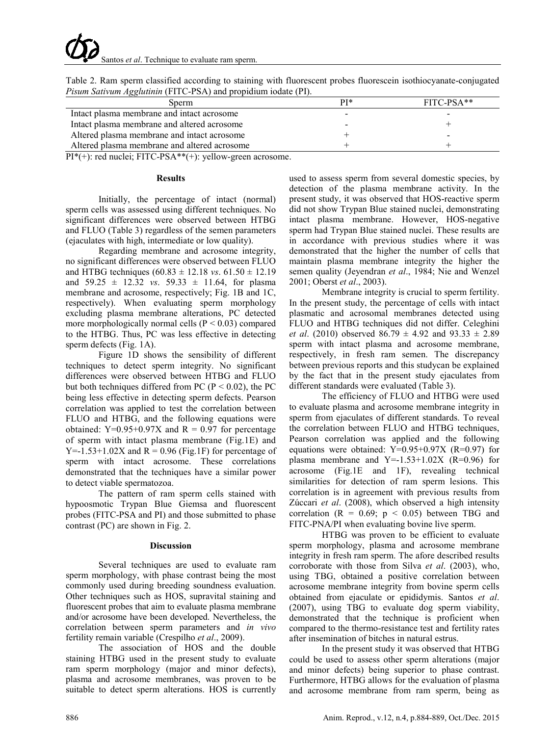Table 2. Ram sperm classified according to staining with fluorescent probes fluorescein isothiocyanate-conjugated *Pisum Sativum Agglutinin* (FITC-PSA) and propidium iodate (PI).

| Sperm | PI* | FITC-PSA** |
|---|---|---|
| Intact plasma membrane and intact acrosome | - | - |
| Intact plasma membrane and altered acrosome | - | + |
| Altered plasma membrane and intact acrosome | + | - |
| Altered plasma membrane and altered acrosome | + | + |

PI*(+): red nuclei; FITC-PSA**(+): yellow-green acrosome.

## Results

Initially, the percentage of intact (normal) sperm cells was assessed using different techniques. No significant differences were observed between HTBG and FLUO (Table 3) regardless of the semen parameters (ejaculates with high, intermediate or low quality).

Regarding membrane and acrosome integrity, no significant differences were observed between FLUO and HTBG techniques (60.83 ± 12.18 *vs*. 61.50 ± 12.19 and 59.25 ± 12.32 *vs*. 59.33 ± 11.64, for plasma membrane and acrosome, respectively; Fig. 1B and 1C, respectively). When evaluating sperm morphology excluding plasma membrane alterations, PC detected more morphologically normal cells ($P < 0.03$) compared to the HTBG. Thus, PC was less effective in detecting sperm defects (Fig. 1A).

Figure 1D shows the sensibility of different techniques to detect sperm integrity. No significant differences were observed between HTBG and FLUO but both techniques differed from PC ($P < 0.02$), the PC being less effective in detecting sperm defects. Pearson correlation was applied to test the correlation between FLUO and HTBG, and the following equations were obtained: $Y=0.95+0.97X$ and $R = 0.97$ for percentage of sperm with intact plasma membrane (Fig.1E) and $Y=-1.53+1.02X$ and $R = 0.96$ (Fig.1F) for percentage of sperm with intact acrosome. These correlations demonstrated that the techniques have a similar power to detect viable spermatozoa.

The pattern of ram sperm cells stained with hypoosmotic Trypan Blue Giemsa and fluorescent probes (FITC-PSA and PI) and those submitted to phase contrast (PC) are shown in Fig. 2.

## Discussion

Several techniques are used to evaluate ram sperm morphology, with phase contrast being the most commonly used during breeding soundness evaluation. Other techniques such as HOS, supravital staining and fluorescent probes that aim to evaluate plasma membrane and/or acrosome have been developed. Nevertheless, the correlation between sperm parameters and *in vivo* fertility remain variable (Crespilho *et al*., 2009).

The association of HOS and the double staining HTBG used in the present study to evaluate ram sperm morphology (major and minor defects), plasma and acrosome membranes, was proven to be suitable to detect sperm alterations. HOS is currently used to assess sperm from several domestic species, by detection of the plasma membrane activity. In the present study, it was observed that HOS-reactive sperm did not show Trypan Blue stained nuclei, demonstrating intact plasma membrane. However, HOS-negative sperm had Trypan Blue stained nuclei. These results are in accordance with previous studies where it was demonstrated that the higher the number of cells that maintain plasma membrane integrity the higher the semen quality (Jeyendran *et al*., 1984; Nie and Wenzel 2001; Oberst *et al*., 2003).

Membrane integrity is crucial to sperm fertility. In the present study, the percentage of cells with intact plasmatic and acrosomal membranes detected using FLUO and HTBG techniques did not differ. Celeghini *et al*. (2010) observed 86.79 ± 4.92 and 93.33 ± 2.89 sperm with intact plasma and acrosome membrane, respectively, in fresh ram semen. The discrepancy between previous reports and this studycan be explained by the fact that in the present study ejaculates from different standards were evaluated (Table 3).

The efficiency of FLUO and HTBG were used to evaluate plasma and acrosome membrane integrity in sperm from ejaculates of different standards. To reveal the correlation between FLUO and HTBG techniques, Pearson correlation was applied and the following equations were obtained: $Y=0.95+0.97X$ ($R=0.97$) for plasma membrane and $Y=-1.53+1.02X$ ($R=0.96$) for acrosome (Fig.1E and 1F), revealing technical similarities for detection of ram sperm lesions. This correlation is in agreement with previous results from Zúccari *et al*. (2008), which observed a high intensity correlation ($R = 0.69$; $p < 0.05$) between TBG and FITC-PNA/PI when evaluating bovine live sperm.

HTBG was proven to be efficient to evaluate sperm morphology, plasma and acrosome membrane integrity in fresh ram sperm. The afore described results corroborate with those from Silva *et al*. (2003), who, using TBG, obtained a positive correlation between acrosome membrane integrity from bovine sperm cells obtained from ejaculate or epididymis. Santos *et al*. (2007), using TBG to evaluate dog sperm viability, demonstrated that the technique is proficient when compared to the thermo-resistance test and fertility rates after insemination of bitches in natural estrus.

In the present study it was observed that HTBG could be used to assess other sperm alterations (major and minor defects) being superior to phase contrast. Furthermore, HTBG allows for the evaluation of plasma and acrosome membrane from ram sperm, being as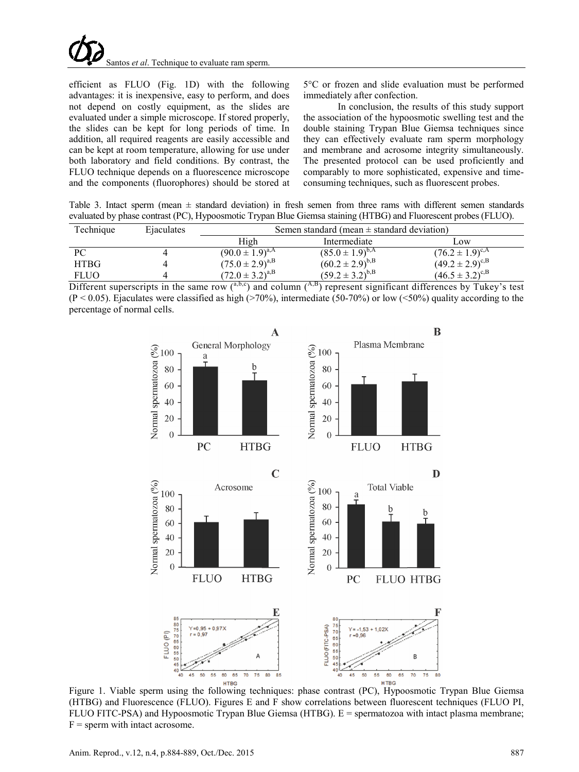efficient as FLUO (Fig. 1D) with the following advantages: it is inexpensive, easy to perform, and does not depend on costly equipment, as the slides are evaluated under a simple microscope. If stored properly, the slides can be kept for long periods of time. In addition, all required reagents are easily accessible and can be kept at room temperature, allowing for use under both laboratory and field conditions. By contrast, the FLUO technique depends on a fluorescence microscope and the components (fluorophores) should be stored at 5°C or frozen and slide evaluation must be performed immediately after confection.

In conclusion, the results of this study support the association of the hypoosmotic swelling test and the double staining Trypan Blue Giemsa techniques since they can effectively evaluate ram sperm morphology and membrane and acrosome integrity simultaneously. The presented protocol can be used proficiently and comparably to more sophisticated, expensive and time-consuming techniques, such as fluorescent probes.

Table 3. Intact sperm (mean ± standard deviation) in fresh semen from three rams with different semen standards evaluated by phase contrast (PC), Hypoosmotic Trypan Blue Giemsa staining (HTBG) and Fluorescent probes (FLUO).

| Technique | Ejaculates | Semen standard (mean ± standard deviation) | | |
|---|---|---|---|---|
| | | High | Intermediate | Low |
| PC | 4 | $(90.0 \pm 1.9)^{a,A}$ | $(85.0 \pm 1.9)^{b,A}$ | $(76.2 \pm 1.9)^{c,A}$ |
| HTBG | 4 | $(75.0 \pm 2.9)^{a,B}$ | $(60.2 \pm 2.9)^{b,B}$ | $(49.2 \pm 2.9)^{c,B}$ |
| FLUO | 4 | $(72.0 \pm 3.2)^{a,B}$ | $(59.2 \pm 3.2)^{b,B}$ | $(46.5 \pm 3.2)^{c,B}$ |

Different superscripts in the same row ([a,b,c]) and column ([A,B]) represent significant differences by Tukey's test ($P < 0.05$). Ejaculates were classified as high (>70%), intermediate (50-70%) or low (<50%) quality according to the percentage of normal cells.

Figure 1. Viable sperm using the following techniques: phase contrast (PC), Hypoosmotic Trypan Blue Giemsa (HTBG) and Fluorescence (FLUO). Figures E and F show correlations between fluorescent techniques (FLUO PI, FLUO FITC-PSA) and Hypoosmotic Trypan Blue Giemsa (HTBG). E = spermatozoa with intact plasma membrane; F = sperm with intact acrosome.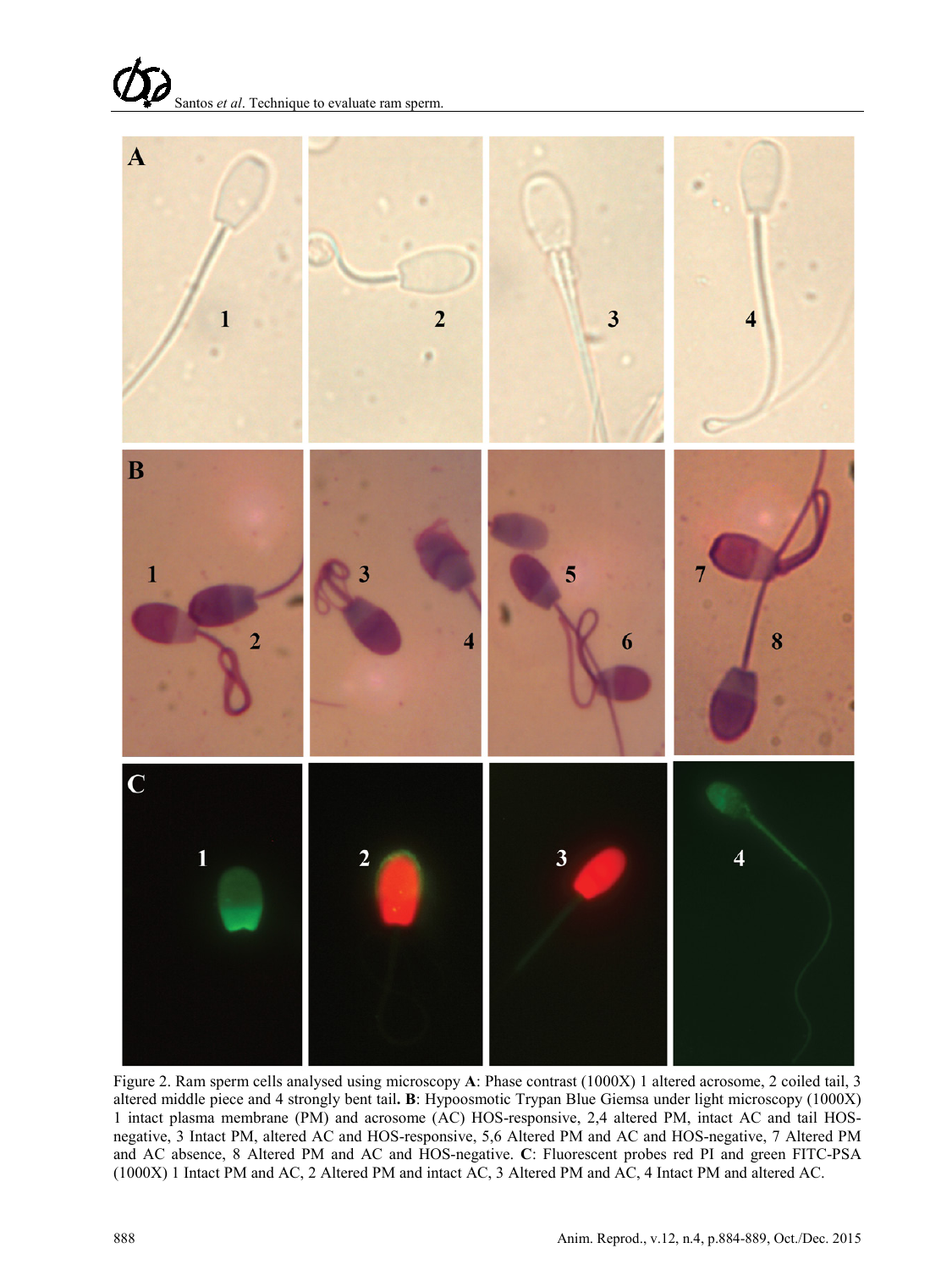Figure 2. Ram sperm cells analysed using microscopy **A**: Phase contrast (1000X) 1 altered acrosome, 2 coiled tail, 3 altered middle piece and 4 strongly bent tail. **B**: Hypoosmotic Trypan Blue Giemsa under light microscopy (1000X) 1 intact plasma membrane (PM) and acrosome (AC) HOS-responsive, 2,4 altered PM, intact AC and tail HOS-negative, 3 Intact PM, altered AC and HOS-responsive, 5,6 Altered PM and AC and HOS-negative, 7 Altered PM and AC absence, 8 Altered PM and AC and HOS-negative. **C**: Fluorescent probes red PI and green FITC-PSA (1000X) 1 Intact PM and AC, 2 Altered PM and intact AC, 3 Altered PM and AC, 4 Intact PM and altered AC.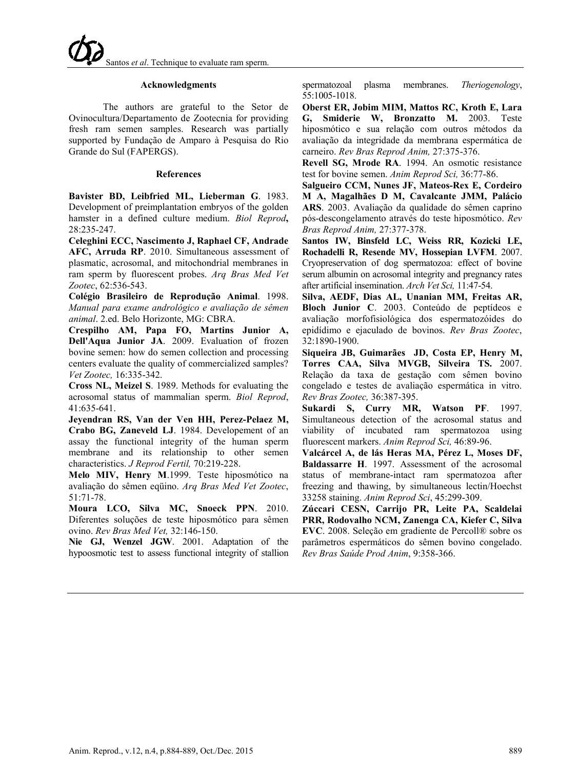## Acknowledgments

The authors are grateful to the Setor de Ovinocultura/Departamento de Zootecnia for providing fresh ram semen samples. Research was partially supported by Fundação de Amparo à Pesquisa do Rio Grande do Sul (FAPERGS).

## References

**Bavister BD, Leibfried ML, Lieberman G**. 1983. Development of preimplantation embryos of the golden hamster in a defined culture medium. *Biol Reprod***,** 28:235-247.

**Celeghini ECC, Nascimento J, Raphael CF, Andrade AFC, Arruda RP**. 2010. Simultaneous assessment of plasmatic, acrosomal, and mitochondrial membranes in ram sperm by fluorescent probes. *Arq Bras Med Vet Zootec*, 62:536-543.

**Colégio Brasileiro de Reprodução Animal**. 1998. *Manual para exame andrológico e avaliação de sêmen animal*. 2.ed. Belo Horizonte, MG: CBRA.

**Crespilho AM, Papa FO, Martins Junior A, Dell'Aqua Junior JA**. 2009. Evaluation of frozen bovine semen: how do semen collection and processing centers evaluate the quality of commercialized samples? *Vet Zootec,* 16:335-342.

**Cross NL, Meizel S**. 1989. Methods for evaluating the acrosomal status of mammalian sperm. *Biol Reprod*, 41:635-641.

**Jeyendran RS, Van der Ven HH, Perez-Pelaez M, Crabo BG, Zaneveld LJ**. 1984. Developement of an assay the functional integrity of the human sperm membrane and its relationship to other semen characteristics. *J Reprod Fertil,* 70:219-228.

**Melo MIV, Henry M**.1999. Teste hiposmótico na avaliação do sêmen eqüino. *Arq Bras Med Vet Zootec*, 51:71-78.

**Moura LCO, Silva MC, Snoeck PPN**. 2010. Diferentes soluções de teste hiposmótico para sêmen ovino. *Rev Bras Med Vet,* 32:146-150.

**Nie GJ, Wenzel JGW**. 2001. Adaptation of the hypoosmotic test to assess functional integrity of stallion spermatozoal plasma membranes. *Theriogenology*, 55:1005-1018.

**Oberst ER, Jobim MIM, Mattos RC, Kroth E, Lara G, Smiderie W, Bronzatto M.** 2003. Teste hiposmótico e sua relação com outros métodos da avaliação da integridade da membrana espermática de carneiro. *Rev Bras Reprod Anim,* 27:375-376.

**Revell SG, Mrode RA**. 1994. An osmotic resistance test for bovine semen. *Anim Reprod Sci,* 36:77-86.

**Salgueiro CCM, Nunes JF, Mateos-Rex E, Cordeiro M A, Magalhães D M, Cavalcante JMM, Palácio ARS**. 2003. Avaliação da qualidade do sêmen caprino pós-descongelamento através do teste hiposmótico. *Rev Bras Reprod Anim,* 27:377-378.

**Santos IW, Binsfeld LC, Weiss RR, Kozicki LE, Rochadelli R, Resende MV, Hossepian LVFM**. 2007. Cryopreservation of dog spermatozoa: effect of bovine serum albumin on acrosomal integrity and pregnancy rates after artificial insemination. *Arch Vet Sci,* 11:47-54.

**Silva, AEDF, Dias AL, Unanian MM, Freitas AR, Bloch Junior C**. 2003. Conteúdo de peptídeos e avaliação morfofisiológica dos espermatozóides do epidídimo e ejaculado de bovinos. *Rev Bras Zootec*, 32:1890-1900.

**Siqueira JB, Guimarães JD, Costa EP, Henry M, Torres CAA, Silva MVGB, Silveira TS.** 2007. Relação da taxa de gestação com sêmen bovino congelado e testes de avaliação espermática in vitro. *Rev Bras Zootec,* 36:387-395.

**Sukardi S, Curry MR, Watson PF**. 1997. Simultaneous detection of the acrosomal status and viability of incubated ram spermatozoa using fluorescent markers. *Anim Reprod Sci,* 46:89-96.

**Valcárcel A, de lás Heras MA, Pérez L, Moses DF, Baldassarre H**. 1997. Assessment of the acrosomal status of membrane-intact ram spermatozoa after freezing and thawing, by simultaneous lectin/Hoechst 33258 staining. *Anim Reprod Sci*, 45:299-309.

**Zúccari CESN, Carrijo PR, Leite PA, Scaldelai PRR, Rodovalho NCM, Zanenga CA, Kiefer C, Silva EVC**. 2008. Seleção em gradiente de Percoll® sobre os parâmetros espermáticos do sêmen bovino congelado. *Rev Bras Saúde Prod Anim*, 9:358-366.